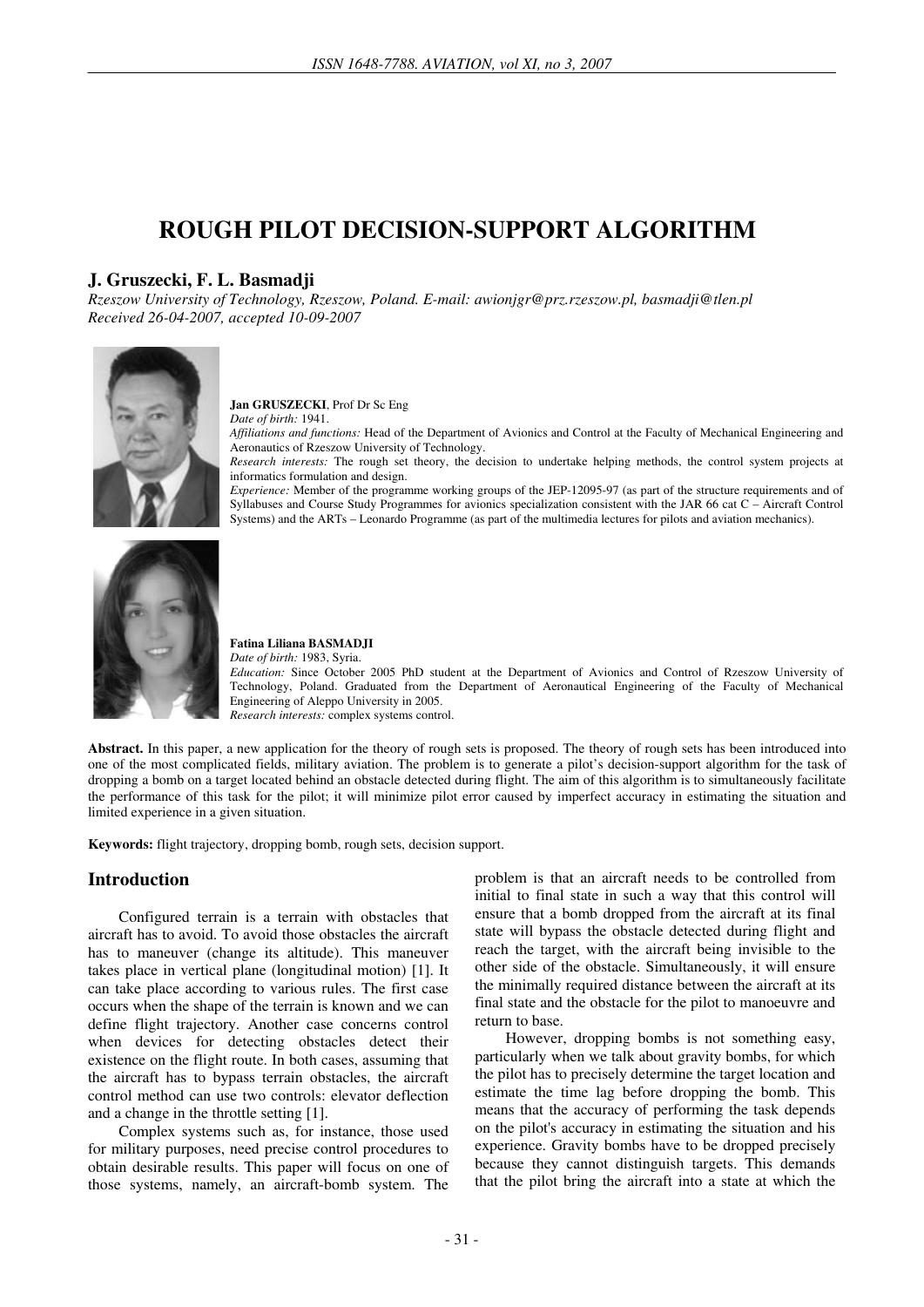# ROUGH PILOT DECISION-SUPPORT ALGORITHM

**J. Gruszecki, F. L. Basmadji**

*Rzeszow University of Technology, Rzeszow, Poland. E-mail: awionjgr@prz.rzeszow.pl, basmadji@tlen.pl*
*Received 26-04-2007, accepted 10-09-2007*

**Jan GRUSZECKI**, Prof Dr Sc Eng
*Date of birth:* 1941.
*Affiliations and functions:* Head of the Department of Avionics and Control at the Faculty of Mechanical Engineering and Aeronautics of Rzeszow University of Technology.
*Research interests:* The rough set theory, the decision to undertake helping methods, the control system projects at informatics formulation and design.
*Experience:* Member of the programme working groups of the JEP-12095-97 (as part of the structure requirements and of Syllabuses and Course Study Programmes for avionics specialization consistent with the JAR 66 cat C – Aircraft Control Systems) and the ARTs – Leonardo Programme (as part of the multimedia lectures for pilots and aviation mechanics).

**Fatina Liliana BASMADJI**
*Date of birth:* 1983, Syria.
*Education:* Since October 2005 PhD student at the Department of Avionics and Control of Rzeszow University of Technology, Poland. Graduated from the Department of Aeronautical Engineering of the Faculty of Mechanical Engineering of Aleppo University in 2005.
*Research interests:* complex systems control.

**Abstract.** In this paper, a new application for the theory of rough sets is proposed. The theory of rough sets has been introduced into one of the most complicated fields, military aviation. The problem is to generate a pilot's decision-support algorithm for the task of dropping a bomb on a target located behind an obstacle detected during flight. The aim of this algorithm is to simultaneously facilitate the performance of this task for the pilot; it will minimize pilot error caused by imperfect accuracy in estimating the situation and limited experience in a given situation.

**Keywords:** flight trajectory, dropping bomb, rough sets, decision support.

## Introduction

Configured terrain is a terrain with obstacles that aircraft has to avoid. To avoid those obstacles the aircraft has to maneuver (change its altitude). This maneuver takes place in vertical plane (longitudinal motion) [1]. It can take place according to various rules. The first case occurs when the shape of the terrain is known and we can define flight trajectory. Another case concerns control when devices for detecting obstacles detect their existence on the flight route. In both cases, assuming that the aircraft has to bypass terrain obstacles, the aircraft control method can use two controls: elevator deflection and a change in the throttle setting [1].

Complex systems such as, for instance, those used for military purposes, need precise control procedures to obtain desirable results. This paper will focus on one of those systems, namely, an aircraft-bomb system. The problem is that an aircraft needs to be controlled from initial to final state in such a way that this control will ensure that a bomb dropped from the aircraft at its final state will bypass the obstacle detected during flight and reach the target, with the aircraft being invisible to the other side of the obstacle. Simultaneously, it will ensure the minimally required distance between the aircraft at its final state and the obstacle for the pilot to manoeuvre and return to base.

However, dropping bombs is not something easy, particularly when we talk about gravity bombs, for which the pilot has to precisely determine the target location and estimate the time lag before dropping the bomb. This means that the accuracy of performing the task depends on the pilot's accuracy in estimating the situation and his experience. Gravity bombs have to be dropped precisely because they cannot distinguish targets. This demands that the pilot bring the aircraft into a state at which the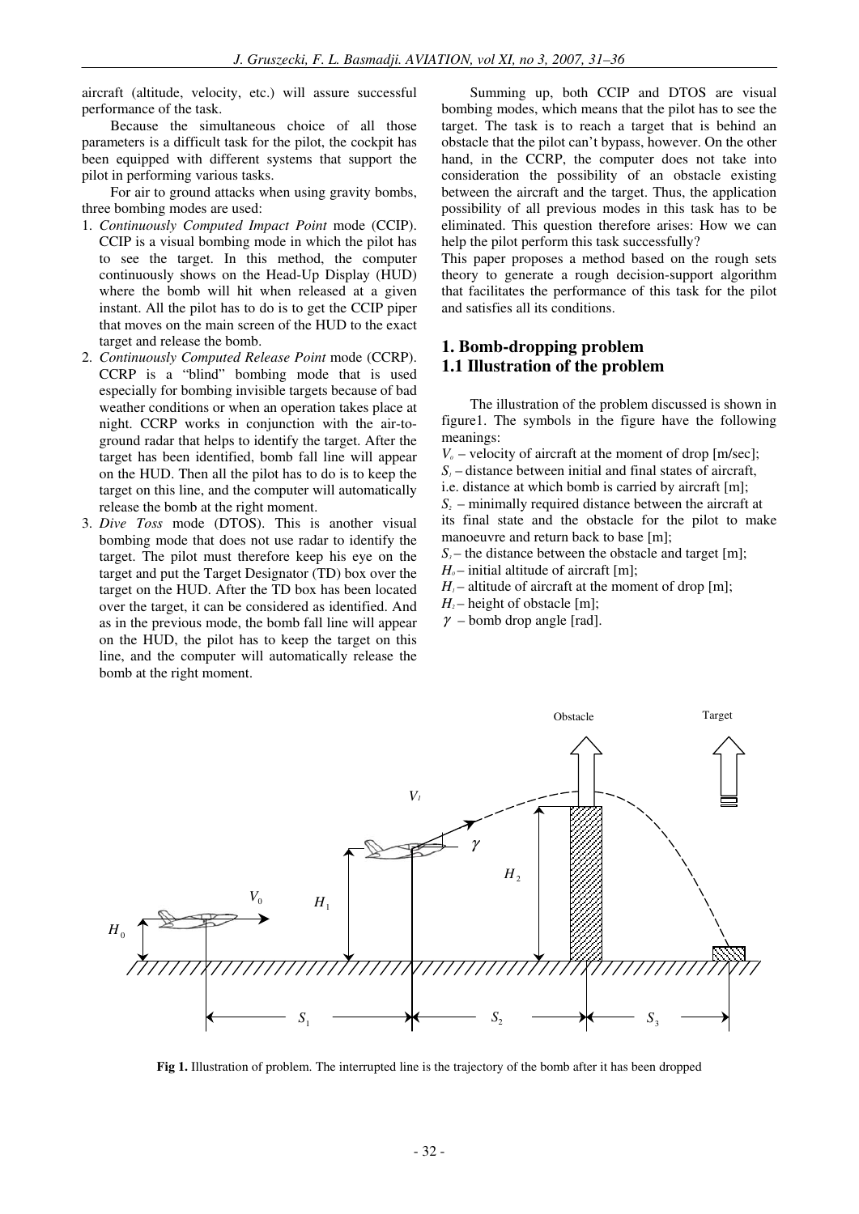aircraft (altitude, velocity, etc.) will assure successful performance of the task.

Because the simultaneous choice of all those parameters is a difficult task for the pilot, the cockpit has been equipped with different systems that support the pilot in performing various tasks.

For air to ground attacks when using gravity bombs, three bombing modes are used:

1. *Continuously Computed Impact Point* mode (CCIP). CCIP is a visual bombing mode in which the pilot has to see the target. In this method, the computer continuously shows on the Head-Up Display (HUD) where the bomb will hit when released at a given instant. All the pilot has to do is to get the CCIP piper that moves on the main screen of the HUD to the exact target and release the bomb.
2. *Continuously Computed Release Point* mode (CCRP). CCRP is a "blind" bombing mode that is used especially for bombing invisible targets because of bad weather conditions or when an operation takes place at night. CCRP works in conjunction with the air-to-ground radar that helps to identify the target. After the target has been identified, bomb fall line will appear on the HUD. Then all the pilot has to do is to keep the target on this line, and the computer will automatically release the bomb at the right moment.
3. *Dive Toss* mode (DTOS). This is another visual bombing mode that does not use radar to identify the target. The pilot must therefore keep his eye on the target and put the Target Designator (TD) box over the target on the HUD. After the TD box has been located over the target, it can be considered as identified. And as in the previous mode, the bomb fall line will appear on the HUD, the pilot has to keep the target on this line, and the computer will automatically release the bomb at the right moment.

Summing up, both CCIP and DTOS are visual bombing modes, which means that the pilot has to see the target. The task is to reach a target that is behind an obstacle that the pilot can't bypass, however. On the other hand, in the CCRP, the computer does not take into consideration the possibility of an obstacle existing between the aircraft and the target. Thus, the application possibility of all previous modes in this task has to be eliminated. This question therefore arises: How we can help the pilot perform this task successfully?

This paper proposes a method based on the rough sets theory to generate a rough decision-support algorithm that facilitates the performance of this task for the pilot and satisfies all its conditions.

## 1. Bomb-dropping problem

### 1.1 Illustration of the problem

The illustration of the problem discussed is shown in figure1. The symbols in the figure have the following meanings:

$V_0$ – velocity of aircraft at the moment of drop [m/sec];
$S_1$ – distance between initial and final states of aircraft, i.e. distance at which bomb is carried by aircraft [m];
$S_2$ – minimally required distance between the aircraft at its final state and the obstacle for the pilot to make manoeuvre and return back to base [m];
$S_3$ – the distance between the obstacle and target [m];
$H_0$ – initial altitude of aircraft [m];
$H_1$ – altitude of aircraft at the moment of drop [m];
$H_2$ – height of obstacle [m];
$\gamma$ – bomb drop angle [rad].

**Fig 1.** Illustration of problem. The interrupted line is the trajectory of the bomb after it has been dropped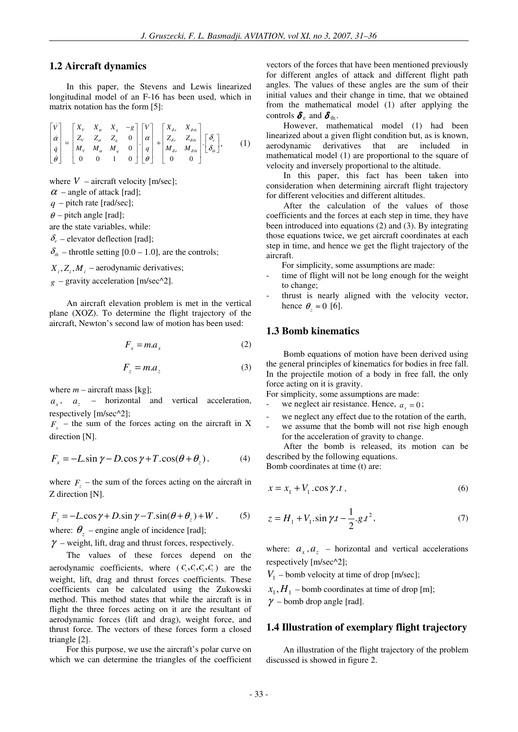## 1.2 Aircraft dynamics

In this paper, the Stevens and Lewis linearized longitudinal model of an F-16 has been used, which in matrix notation has the form [5]:

$$\begin{bmatrix} \dot{V} \\ \dot{\alpha} \\ \dot{q} \\ \dot{\theta} \end{bmatrix} = \begin{bmatrix} X_V & X_\alpha & X_q & -g \\ Z_V & Z_\alpha & Z_q & 0 \\ M_V & M_\alpha & M_q & 0 \\ 0 & 0 & 1 & 0 \end{bmatrix} \cdot \begin{bmatrix} V \\ \alpha \\ q \\ \theta \end{bmatrix} + \begin{bmatrix} X_{\delta e} & X_{\delta th} \\ Z_{\delta e} & Z_{\delta th} \\ M_{\delta e} & M_{\delta th} \\ 0 & 0 \end{bmatrix} \cdot \begin{bmatrix} \delta_e \\ \delta_{th} \end{bmatrix}, \tag{1}$$

where $V$ – aircraft velocity [m/sec];
$\alpha$ – angle of attack [rad];
$q$ – pitch rate [rad/sec];
$\theta$ – pitch angle [rad];
are the state variables, while:
$\delta_e$ – elevator deflection [rad];
$\delta_{th}$ – throttle setting [0.0 – 1.0], are the controls;
$X_i, Z_i, M_i$ – aerodynamic derivatives;
$g$ – gravity acceleration [m/sec^2].

An aircraft elevation problem is met in the vertical plane (XOZ). To determine the flight trajectory of the aircraft, Newton's second law of motion has been used:

$$F_x = m.a_x \tag{2}$$

$$F_z = m.a_z \tag{3}$$

where $m$ – aircraft mass [kg];
$a_x$, $a_z$ – horizontal and vertical acceleration, respectively [m/sec^2];
$F_x$ – the sum of the forces acting on the aircraft in X direction [N].

$$F_x = -L.\sin\gamma - D.\cos\gamma + T.\cos(\theta + \theta_z), \tag{4}$$

where $F_z$ – the sum of the forces acting on the aircraft in Z direction [N].

$$F_z = -L.\cos\gamma + D.\sin\gamma - T.\sin(\theta + \theta_z) + W, \tag{5}$$

where: $\theta_z$ – engine angle of incidence [rad];
$\gamma$ – weight, lift, drag and thrust forces, respectively.

The values of these forces depend on the aerodynamic coefficients, where ($c_w, c_l, c_d, c_t$) are the weight, lift, drag and thrust forces coefficients. These coefficients can be calculated using the Zukowski method. This method states that while the aircraft is in flight the three forces acting on it are the resultant of aerodynamic forces (lift and drag), weight force, and thrust force. The vectors of these forces form a closed triangle [2].

For this purpose, we use the aircraft's polar curve on which we can determine the triangles of the coefficient vectors of the forces that have been mentioned previously for different angles of attack and different flight path angles. The values of these angles are the sum of their initial values and their change in time, that we obtained from the mathematical model (1) after applying the controls $\boldsymbol{\delta}_e$ and $\boldsymbol{\delta}_{th}$.

However, mathematical model (1) had been linearized about a given flight condition but, as is known, aerodynamic derivatives that are included in mathematical model (1) are proportional to the square of velocity and inversely proportional to the altitude.

In this paper, this fact has been taken into consideration when determining aircraft flight trajectory for different velocities and different altitudes.

After the calculation of the values of those coefficients and the forces at each step in time, they have been introduced into equations (2) and (3). By integrating those equations twice, we get aircraft coordinates at each step in time, and hence we get the flight trajectory of the aircraft.

For simplicity, some assumptions are made:

- time of flight will not be long enough for the weight to change;
- thrust is nearly aligned with the velocity vector, hence $\theta_z \approx 0$ [6].

## 1.3 Bomb kinematics

Bomb equations of motion have been derived using the general principles of kinematics for bodies in free fall. In the projectile motion of a body in free fall, the only force acting on it is gravity.

For simplicity, some assumptions are made:

- we neglect air resistance. Hence, $a_x = 0$;
- we neglect any effect due to the rotation of the earth,
- we assume that the bomb will not rise high enough for the acceleration of gravity to change.

After the bomb is released, its motion can be described by the following equations.
Bomb coordinates at time (t) are:

$$x = x_1 + V_1.\cos\gamma.t, \tag{6}$$

$$z = H_1 + V_1.\sin\gamma t - \frac{1}{2}.g.t^2, \tag{7}$$

where: $a_x, a_z$ – horizontal and vertical accelerations respectively [m/sec^2];
$V_1$ – bomb velocity at time of drop [m/sec];
$x_1, H_1$ – bomb coordinates at time of drop [m];
$\gamma$ – bomb drop angle [rad].

## 1.4 Illustration of exemplary flight trajectory

An illustration of the flight trajectory of the problem discussed is showed in figure 2.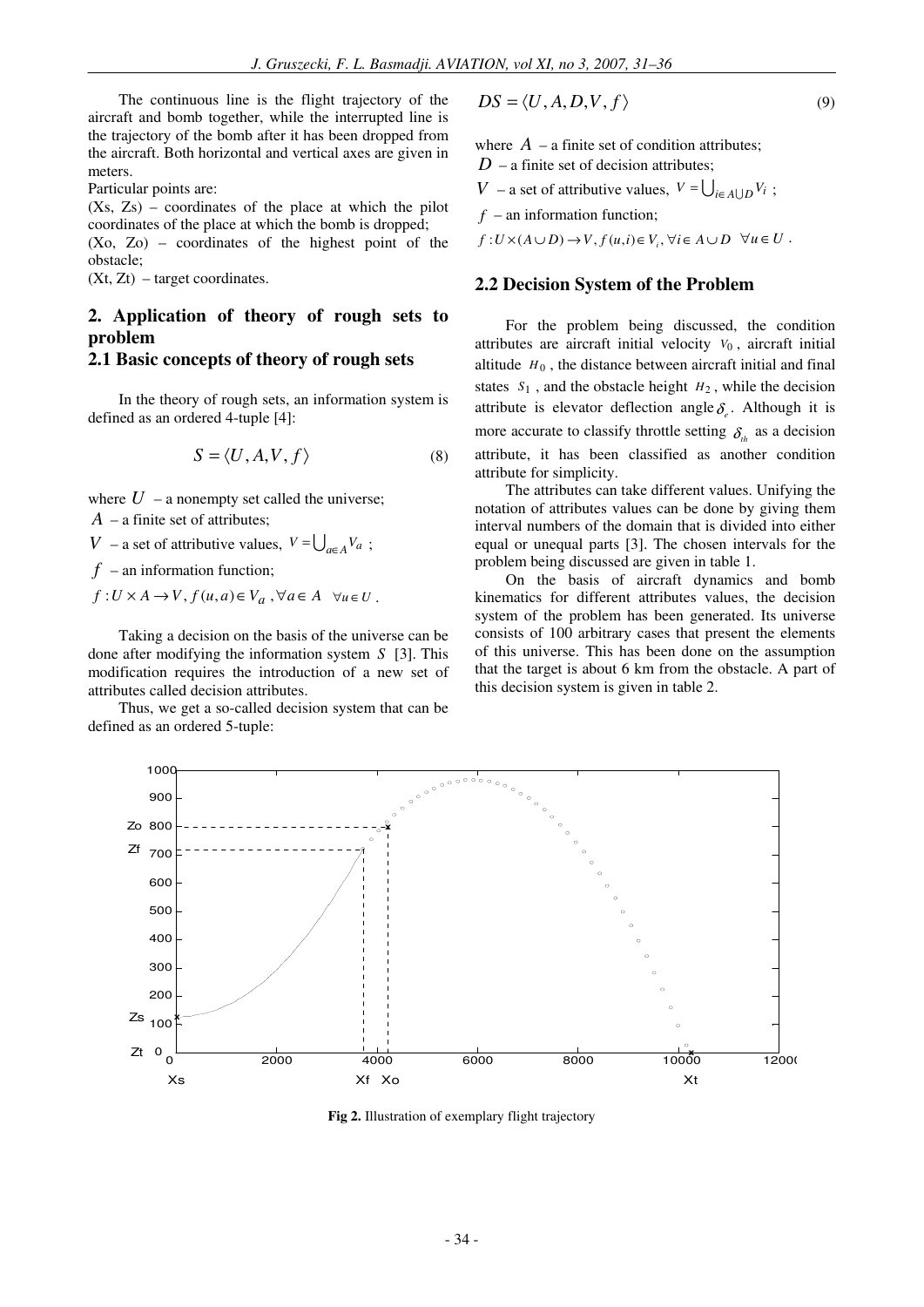The continuous line is the flight trajectory of the aircraft and bomb together, while the interrupted line is the trajectory of the bomb after it has been dropped from the aircraft. Both horizontal and vertical axes are given in meters.

Particular points are:

(Xs, Zs) – coordinates of the place at which the pilot coordinates of the place at which the bomb is dropped;

(Xo, Zo) – coordinates of the highest point of the obstacle;

(Xt, Zt) – target coordinates.

## 2. Application of theory of rough sets to problem

### 2.1 Basic concepts of theory of rough sets

In the theory of rough sets, an information system is defined as an ordered 4-tuple [4]:

$$S = \langle U, A, V, f \rangle \tag{8}$$

where $U$ – a nonempty set called the universe;

$A$ – a finite set of attributes;

$V$ – a set of attributive values, $V = \bigcup_{a \in A} V_a$ ;

$f$ – an information function;

$f : U \times A \to V$, $f(u, a) \in V_a$ , $\forall a \in A \quad \forall u \in U$ .

Taking a decision on the basis of the universe can be done after modifying the information system $S$ [3]. This modification requires the introduction of a new set of attributes called decision attributes.

Thus, we get a so-called decision system that can be defined as an ordered 5-tuple:

$$DS = \langle U, A, D, V, f \rangle \tag{9}$$

where $A$ – a finite set of condition attributes;

$D$ – a finite set of decision attributes;

$V$ – a set of attributive values, $V = \bigcup_{i \in A \cup D} V_i$ ;

$f$ – an information function;

$f : U \times (A \cup D) \to V, f(u, i) \in V_i, \forall i \in A \cup D \quad \forall u \in U$ .

### 2.2 Decision System of the Problem

For the problem being discussed, the condition attributes are aircraft initial velocity $v_0$, aircraft initial altitude $H_0$, the distance between aircraft initial and final states $S_1$, and the obstacle height $H_2$, while the decision attribute is elevator deflection angle $\delta_e$. Although it is more accurate to classify throttle setting $\delta_{th}$ as a decision attribute, it has been classified as another condition attribute for simplicity.

The attributes can take different values. Unifying the notation of attributes values can be done by giving them interval numbers of the domain that is divided into either equal or unequal parts [3]. The chosen intervals for the problem being discussed are given in table 1.

On the basis of aircraft dynamics and bomb kinematics for different attributes values, the decision system of the problem has been generated. Its universe consists of 100 arbitrary cases that present the elements of this universe. This has been done on the assumption that the target is about 6 km from the obstacle. A part of this decision system is given in table 2.

**Fig 2.** Illustration of exemplary flight trajectory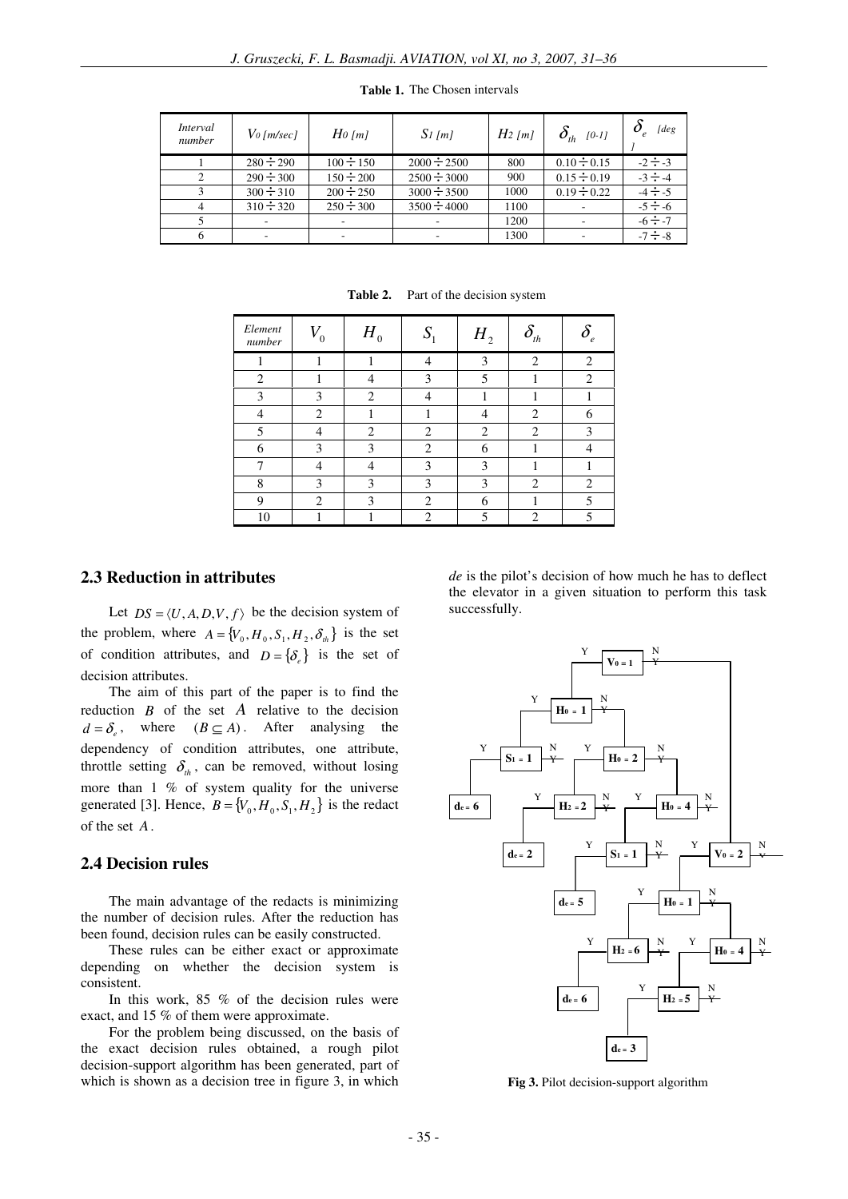**Table 1.** The Chosen intervals

| *Interval number* | $V_0$ *[m/sec]* | $H_0$ *[m]* | $S_1$ *[m]* | $H_2$ *[m]* | $\delta_{th}$ *[0-1]* | $\delta_e$ *[deg]* |
|---|---|---|---|---|---|---|
| 1 | 280 ÷ 290 | 100 ÷ 150 | 2000 ÷ 2500 | 800 | 0.10 ÷ 0.15 | -2 ÷ -3 |
| 2 | 290 ÷ 300 | 150 ÷ 200 | 2500 ÷ 3000 | 900 | 0.15 ÷ 0.19 | -3 ÷ -4 |
| 3 | 300 ÷ 310 | 200 ÷ 250 | 3000 ÷ 3500 | 1000 | 0.19 ÷ 0.22 | -4 ÷ -5 |
| 4 | 310 ÷ 320 | 250 ÷ 300 | 3500 ÷ 4000 | 1100 | - | -5 ÷ -6 |
| 5 | - | - | - | 1200 | - | -6 ÷ -7 |
| 6 | - | - | - | 1300 | - | -7 ÷ -8 |

**Table 2.** Part of the decision system

| *Element number* | $V_0$ | $H_0$ | $S_1$ | $H_2$ | $\delta_{th}$ | $\delta_e$ |
|---|---|---|---|---|---|---|
| 1 | 1 | 1 | 4 | 3 | 2 | 2 |
| 2 | 1 | 4 | 3 | 5 | 1 | 2 |
| 3 | 3 | 2 | 4 | 1 | 1 | 1 |
| 4 | 2 | 1 | 1 | 4 | 2 | 6 |
| 5 | 4 | 2 | 2 | 2 | 2 | 3 |
| 6 | 3 | 3 | 2 | 6 | 1 | 4 |
| 7 | 4 | 4 | 3 | 3 | 1 | 1 |
| 8 | 3 | 3 | 3 | 3 | 2 | 2 |
| 9 | 2 | 3 | 2 | 6 | 1 | 5 |
| 10 | 1 | 1 | 2 | 5 | 2 | 5 |

## 2.3 Reduction in attributes

Let $DS = \langle U, A, D, V, f \rangle$ be the decision system of the problem, where $A = \{V_0, H_0, S_1, H_2, \delta_{th}\}$ is the set of condition attributes, and $D = \{\delta_e\}$ is the set of decision attributes.

The aim of this part of the paper is to find the reduction $B$ of the set $A$ relative to the decision $d = \delta_e$, where $(B \subseteq A)$. After analysing the dependency of condition attributes, one attribute, throttle setting $\delta_{th}$, can be removed, without losing more than 1 % of system quality for the universe generated [3]. Hence, $B = \{V_0, H_0, S_1, H_2\}$ is the redact of the set $A$.

## 2.4 Decision rules

The main advantage of the redacts is minimizing the number of decision rules. After the reduction has been found, decision rules can be easily constructed.

These rules can be either exact or approximate depending on whether the decision system is consistent.

In this work, 85 % of the decision rules were exact, and 15 % of them were approximate.

For the problem being discussed, on the basis of the exact decision rules obtained, a rough pilot decision-support algorithm has been generated, part of which is shown as a decision tree in figure 3, in which *de* is the pilot's decision of how much he has to deflect the elevator in a given situation to perform this task successfully.

**Fig 3.** Pilot decision-support algorithm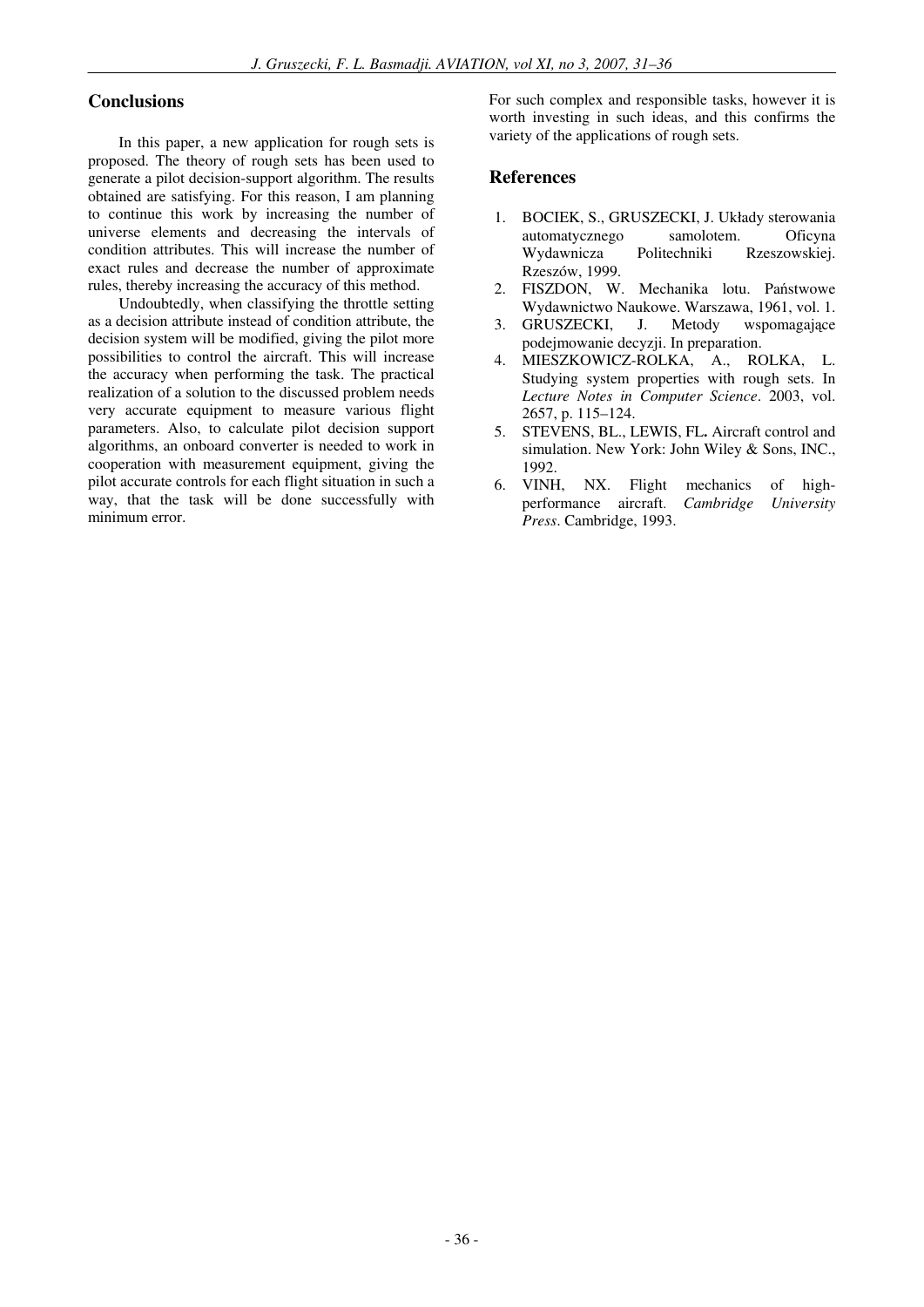## Conclusions

In this paper, a new application for rough sets is proposed. The theory of rough sets has been used to generate a pilot decision-support algorithm. The results obtained are satisfying. For this reason, I am planning to continue this work by increasing the number of universe elements and decreasing the intervals of condition attributes. This will increase the number of exact rules and decrease the number of approximate rules, thereby increasing the accuracy of this method.

Undoubtedly, when classifying the throttle setting as a decision attribute instead of condition attribute, the decision system will be modified, giving the pilot more possibilities to control the aircraft. This will increase the accuracy when performing the task. The practical realization of a solution to the discussed problem needs very accurate equipment to measure various flight parameters. Also, to calculate pilot decision support algorithms, an onboard converter is needed to work in cooperation with measurement equipment, giving the pilot accurate controls for each flight situation in such a way, that the task will be done successfully with minimum error.

For such complex and responsible tasks, however it is worth investing in such ideas, and this confirms the variety of the applications of rough sets.

## References

1. BOCIEK, S., GRUSZECKI, J. Układy sterowania automatycznego samolotem. Oficyna Wydawnicza Politechniki Rzeszowskiej. Rzeszów, 1999.
2. FISZDON, W. Mechanika lotu. Państwowe Wydawnictwo Naukowe. Warszawa, 1961, vol. 1.
3. GRUSZECKI, J. Metody wspomagające podejmowanie decyzji. In preparation.
4. MIESZKOWICZ-ROLKA, A., ROLKA, L. Studying system properties with rough sets. In *Lecture Notes in Computer Science*. 2003, vol. 2657, p. 115–124.
5. STEVENS, BL., LEWIS, FL**.** Aircraft control and simulation. New York: John Wiley & Sons, INC., 1992.
6. VINH, NX. Flight mechanics of high-performance aircraft. *Cambridge University Press*. Cambridge, 1993.